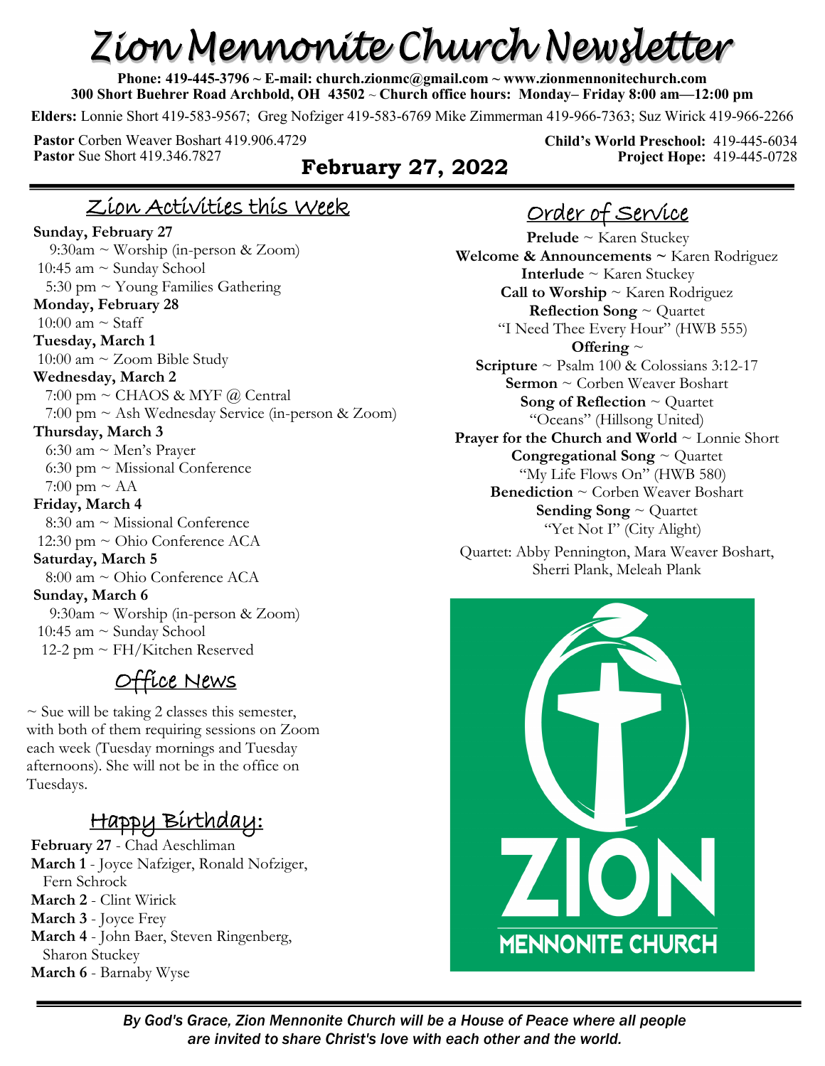# Zion Mennonite Church Newsletter

**Phone: 419-445-3796 ~ E-mail: church.zionmc@gmail.com ~ www.zionmennonitechurch.com**
**300 Short Buehrer Road Archbold, OH 43502 ~ Church office hours: Monday– Friday 8:00 am—12:00 pm**

**Elders:** Lonnie Short 419-583-9567; Greg Nofziger 419-583-6769 Mike Zimmerman 419-966-7363; Suz Wirick 419-966-2266

**Pastor** Corben Weaver Boshart 419.906.4729
**Pastor** Sue Short 419.346.7827

**Child's World Preschool:** 419-445-6034
**Project Hope:** 419-445-0728

## February 27, 2022

## Zion Activities this Week

**Sunday, February 27**
9:30am ~ Worship (in-person & Zoom)
10:45 am ~ Sunday School
5:30 pm ~ Young Families Gathering

**Monday, February 28**
10:00 am ~ Staff

**Tuesday, March 1**
10:00 am ~ Zoom Bible Study

**Wednesday, March 2**
7:00 pm ~ CHAOS & MYF @ Central
7:00 pm ~ Ash Wednesday Service (in-person & Zoom)

**Thursday, March 3**
6:30 am ~ Men's Prayer
6:30 pm ~ Missional Conference
7:00 pm ~ AA

**Friday, March 4**
8:30 am ~ Missional Conference
12:30 pm ~ Ohio Conference ACA

**Saturday, March 5**
8:00 am ~ Ohio Conference ACA

**Sunday, March 6**
9:30am ~ Worship (in-person & Zoom)
10:45 am ~ Sunday School
12-2 pm ~ FH/Kitchen Reserved

## Office News

~ Sue will be taking 2 classes this semester, with both of them requiring sessions on Zoom each week (Tuesday mornings and Tuesday afternoons). She will not be in the office on Tuesdays.

## Happy Birthday:

**February 27** - Chad Aeschliman
**March 1** - Joyce Nafziger, Ronald Nofziger, Fern Schrock
**March 2** - Clint Wirick
**March 3** - Joyce Frey
**March 4** - John Baer, Steven Ringenberg, Sharon Stuckey
**March 6** - Barnaby Wyse

## Order of Service

**Prelude** ~ Karen Stuckey
**Welcome & Announcements ~** Karen Rodriguez
**Interlude** ~ Karen Stuckey
**Call to Worship** ~ Karen Rodriguez
**Reflection Song** ~ Quartet
"I Need Thee Every Hour" (HWB 555)
**Offering** ~
**Scripture** ~ Psalm 100 & Colossians 3:12-17
**Sermon** ~ Corben Weaver Boshart
**Song of Reflection** ~ Quartet
"Oceans" (Hillsong United)
**Prayer for the Church and World** ~ Lonnie Short
**Congregational Song** ~ Quartet
"My Life Flows On" (HWB 580)
**Benediction** ~ Corben Weaver Boshart
**Sending Song** ~ Quartet
"Yet Not I" (City Alight)

Quartet: Abby Pennington, Mara Weaver Boshart, Sherri Plank, Meleah Plank

ZION MENNONITE CHURCH

*By God's Grace, Zion Mennonite Church will be a House of Peace where all people are invited to share Christ's love with each other and the world.*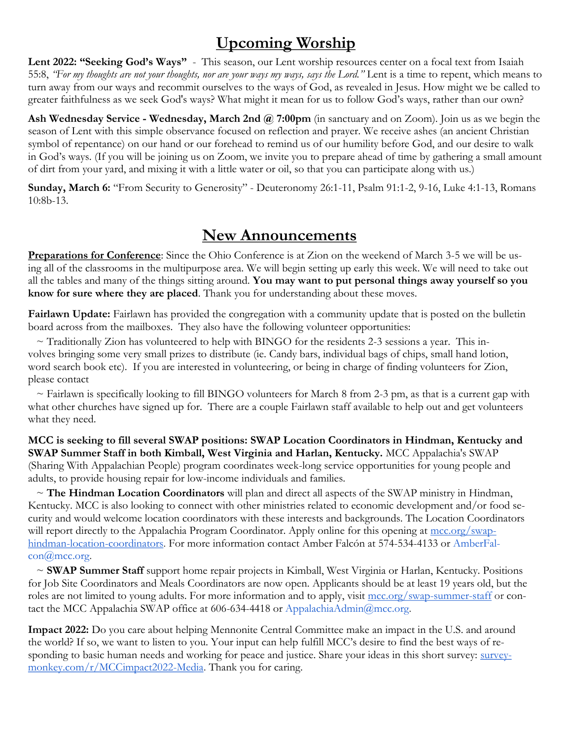## Upcoming Worship

**Lent 2022: "Seeking God's Ways"** - This season, our Lent worship resources center on a focal text from Isaiah 55:8, *"For my thoughts are not your thoughts, nor are your ways my ways, says the Lord."* Lent is a time to repent, which means to turn away from our ways and recommit ourselves to the ways of God, as revealed in Jesus. How might we be called to greater faithfulness as we seek God's ways? What might it mean for us to follow God's ways, rather than our own?

**Ash Wednesday Service - Wednesday, March 2nd @ 7:00pm** (in sanctuary and on Zoom). Join us as we begin the season of Lent with this simple observance focused on reflection and prayer. We receive ashes (an ancient Christian symbol of repentance) on our hand or our forehead to remind us of our humility before God, and our desire to walk in God's ways. (If you will be joining us on Zoom, we invite you to prepare ahead of time by gathering a small amount of dirt from your yard, and mixing it with a little water or oil, so that you can participate along with us.)

**Sunday, March 6:** "From Security to Generosity" - Deuteronomy 26:1-11, Psalm 91:1-2, 9-16, Luke 4:1-13, Romans 10:8b-13.

## New Announcements

**Preparations for Conference**: Since the Ohio Conference is at Zion on the weekend of March 3-5 we will be using all of the classrooms in the multipurpose area. We will begin setting up early this week. We will need to take out all the tables and many of the things sitting around. **You may want to put personal things away yourself so you know for sure where they are placed**. Thank you for understanding about these moves.

**Fairlawn Update:** Fairlawn has provided the congregation with a community update that is posted on the bulletin board across from the mailboxes. They also have the following volunteer opportunities:

~ Traditionally Zion has volunteered to help with BINGO for the residents 2-3 sessions a year. This involves bringing some very small prizes to distribute (ie. Candy bars, individual bags of chips, small hand lotion, word search book etc). If you are interested in volunteering, or being in charge of finding volunteers for Zion, please contact

~ Fairlawn is specifically looking to fill BINGO volunteers for March 8 from 2-3 pm, as that is a current gap with what other churches have signed up for. There are a couple Fairlawn staff available to help out and get volunteers what they need.

**MCC is seeking to fill several SWAP positions: SWAP Location Coordinators in Hindman, Kentucky and SWAP Summer Staff in both Kimball, West Virginia and Harlan, Kentucky.** MCC Appalachia's SWAP (Sharing With Appalachian People) program coordinates week-long service opportunities for young people and adults, to provide housing repair for low-income individuals and families.

~ **The Hindman Location Coordinators** will plan and direct all aspects of the SWAP ministry in Hindman, Kentucky. MCC is also looking to connect with other ministries related to economic development and/or food security and would welcome location coordinators with these interests and backgrounds. The Location Coordinators will report directly to the Appalachia Program Coordinator. Apply online for this opening at mcc.org/swap-hindman-location-coordinators. For more information contact Amber Falcón at 574-534-4133 or AmberFalcon@mcc.org.

~ **SWAP Summer Staff** support home repair projects in Kimball, West Virginia or Harlan, Kentucky. Positions for Job Site Coordinators and Meals Coordinators are now open. Applicants should be at least 19 years old, but the roles are not limited to young adults. For more information and to apply, visit mcc.org/swap-summer-staff or contact the MCC Appalachia SWAP office at 606-634-4418 or AppalachiaAdmin@mcc.org.

**Impact 2022:** Do you care about helping Mennonite Central Committee make an impact in the U.S. and around the world? If so, we want to listen to you. Your input can help fulfill MCC's desire to find the best ways of responding to basic human needs and working for peace and justice. Share your ideas in this short survey: surveymonkey.com/r/MCCimpact2022-Media. Thank you for caring.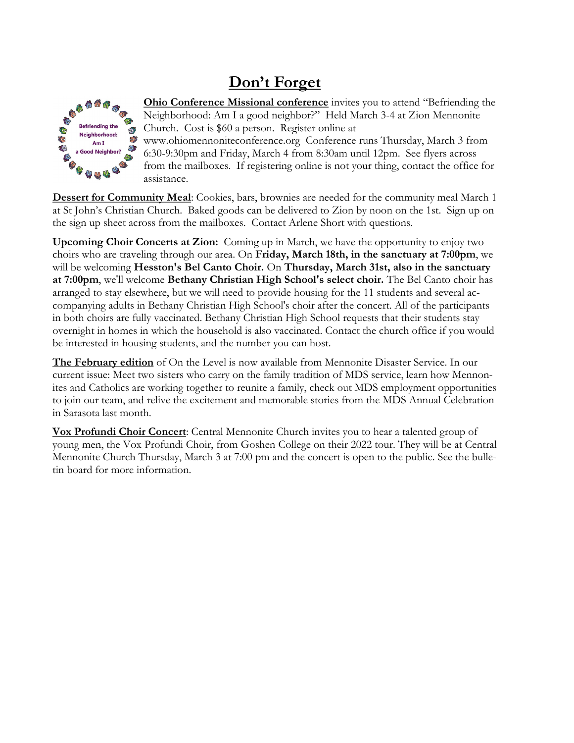# Don't Forget

**Ohio Conference Missional conference** invites you to attend "Befriending the Neighborhood: Am I a good neighbor?" Held March 3-4 at Zion Mennonite Church. Cost is $60 a person. Register online at www.ohiomennoniteconference.org Conference runs Thursday, March 3 from 6:30-9:30pm and Friday, March 4 from 8:30am until 12pm. See flyers across from the mailboxes. If registering online is not your thing, contact the office for assistance.

**Dessert for Community Meal**: Cookies, bars, brownies are needed for the community meal March 1 at St John's Christian Church. Baked goods can be delivered to Zion by noon on the 1st. Sign up on the sign up sheet across from the mailboxes. Contact Arlene Short with questions.

**Upcoming Choir Concerts at Zion:** Coming up in March, we have the opportunity to enjoy two choirs who are traveling through our area. On **Friday, March 18th, in the sanctuary at 7:00pm**, we will be welcoming **Hesston's Bel Canto Choir.** On **Thursday, March 31st, also in the sanctuary at 7:00pm**, we'll welcome **Bethany Christian High School's select choir.** The Bel Canto choir has arranged to stay elsewhere, but we will need to provide housing for the 11 students and several accompanying adults in Bethany Christian High School's choir after the concert. All of the participants in both choirs are fully vaccinated. Bethany Christian High School requests that their students stay overnight in homes in which the household is also vaccinated. Contact the church office if you would be interested in housing students, and the number you can host.

**The February edition** of On the Level is now available from Mennonite Disaster Service. In our current issue: Meet two sisters who carry on the family tradition of MDS service, learn how Mennonites and Catholics are working together to reunite a family, check out MDS employment opportunities to join our team, and relive the excitement and memorable stories from the MDS Annual Celebration in Sarasota last month.

**Vox Profundi Choir Concert**: Central Mennonite Church invites you to hear a talented group of young men, the Vox Profundi Choir, from Goshen College on their 2022 tour. They will be at Central Mennonite Church Thursday, March 3 at 7:00 pm and the concert is open to the public. See the bulletin board for more information.